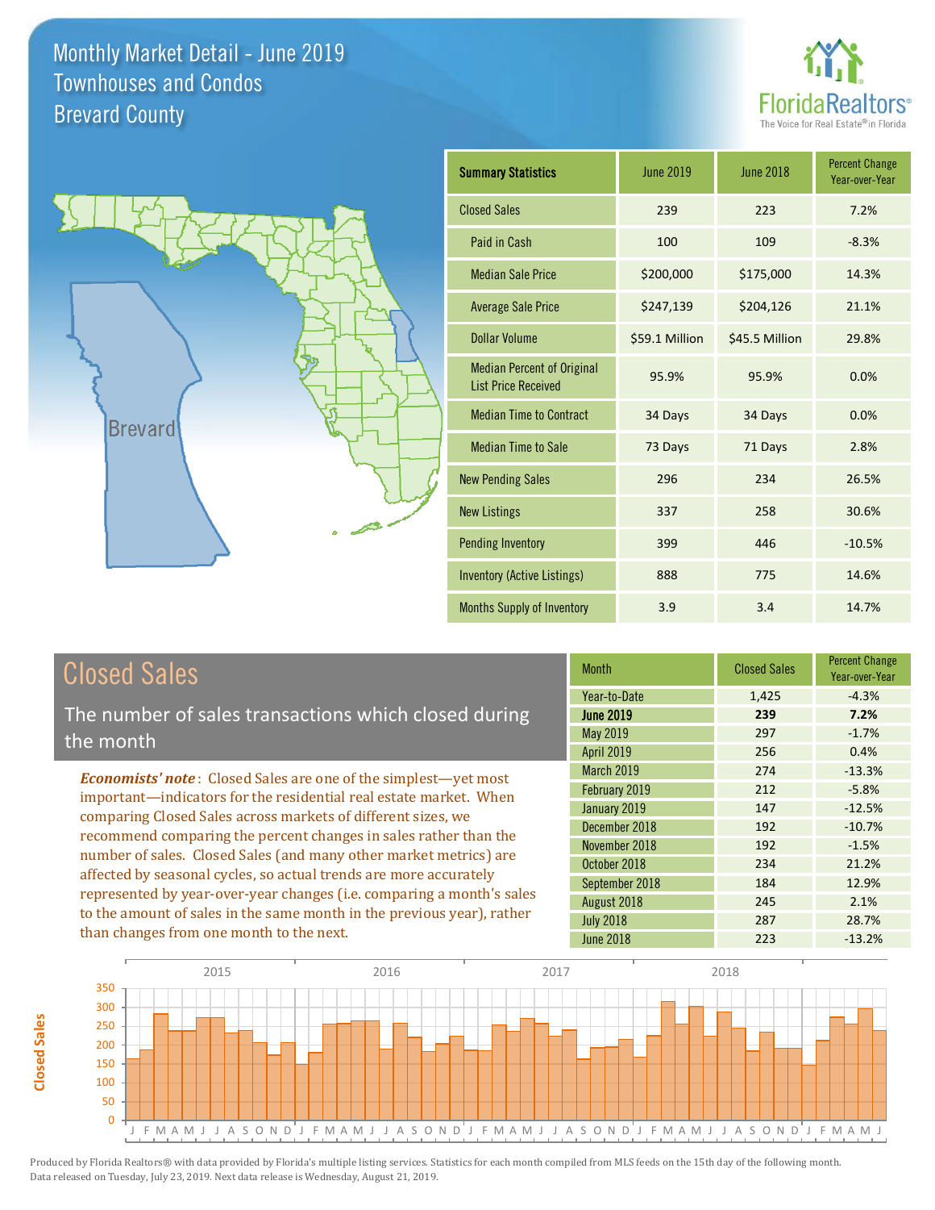# Monthly Market Detail - June 2019
## Townhouses and Condos
## Brevard County

FloridaRealtors®
The Voice for Real Estate® in Florida

| Summary Statistics | June 2019 | June 2018 | Percent Change Year-over-Year |
|---|---|---|---|
| Closed Sales | 239 | 223 | 7.2% |
| Paid in Cash | 100 | 109 | -8.3% |
| Median Sale Price | $200,000 | $175,000 | 14.3% |
| Average Sale Price | $247,139 | $204,126 | 21.1% |
| Dollar Volume | $59.1 Million | $45.5 Million | 29.8% |
| Median Percent of Original List Price Received | 95.9% | 95.9% | 0.0% |
| Median Time to Contract | 34 Days | 34 Days | 0.0% |
| Median Time to Sale | 73 Days | 71 Days | 2.8% |
| New Pending Sales | 296 | 234 | 26.5% |
| New Listings | 337 | 258 | 30.6% |
| Pending Inventory | 399 | 446 | -10.5% |
| Inventory (Active Listings) | 888 | 775 | 14.6% |
| Months Supply of Inventory | 3.9 | 3.4 | 14.7% |

## Closed Sales

The number of sales transactions which closed during the month

*Economists' note*: Closed Sales are one of the simplest—yet most important—indicators for the residential real estate market. When comparing Closed Sales across markets of different sizes, we recommend comparing the percent changes in sales rather than the number of sales. Closed Sales (and many other market metrics) are affected by seasonal cycles, so actual trends are more accurately represented by year-over-year changes (i.e. comparing a month's sales to the amount of sales in the same month in the previous year), rather than changes from one month to the next.

| Month | Closed Sales | Percent Change Year-over-Year |
|---|---|---|
| Year-to-Date | 1,425 | -4.3% |
| **June 2019** | **239** | **7.2%** |
| May 2019 | 297 | -1.7% |
| April 2019 | 256 | 0.4% |
| March 2019 | 274 | -13.3% |
| February 2019 | 212 | -5.8% |
| January 2019 | 147 | -12.5% |
| December 2018 | 192 | -10.7% |
| November 2018 | 192 | -1.5% |
| October 2018 | 234 | 21.2% |
| September 2018 | 184 | 12.9% |
| August 2018 | 245 | 2.1% |
| July 2018 | 287 | 28.7% |
| June 2018 | 223 | -13.2% |

Produced by Florida Realtors® with data provided by Florida's multiple listing services. Statistics for each month compiled from MLS feeds on the 15th day of the following month. Data released on Tuesday, July 23, 2019. Next data release is Wednesday, August 21, 2019.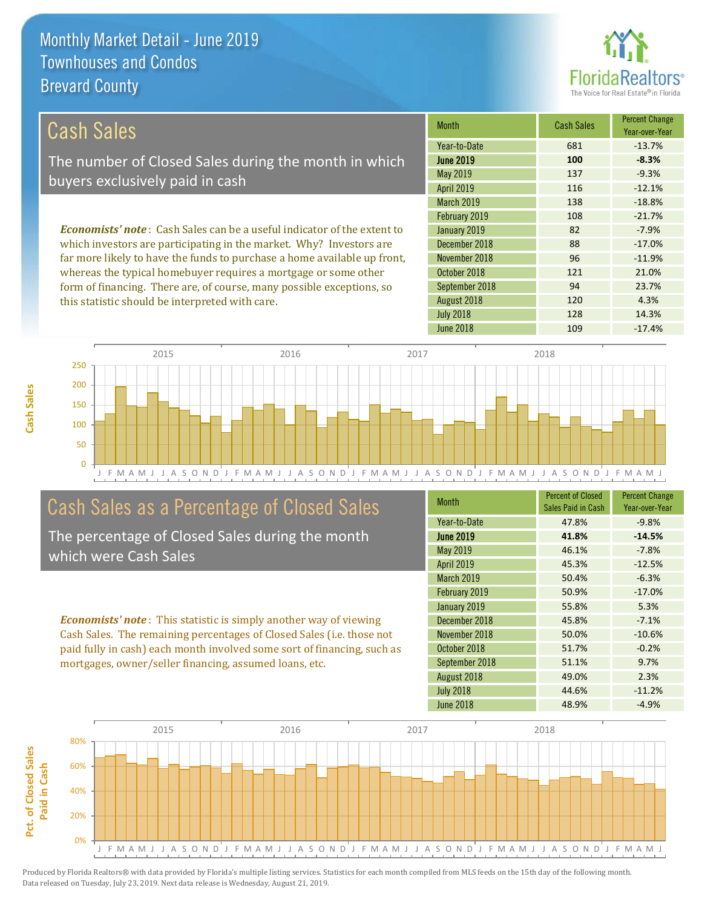# Monthly Market Detail - June 2019
## Townhouses and Condos
## Brevard County

## Cash Sales

The number of Closed Sales during the month in which buyers exclusively paid in cash

*Economists' note*: Cash Sales can be a useful indicator of the extent to which investors are participating in the market. Why? Investors are far more likely to have the funds to purchase a home available up front, whereas the typical homebuyer requires a mortgage or some other form of financing. There are, of course, many possible exceptions, so this statistic should be interpreted with care.

| Month | Cash Sales | Percent Change Year-over-Year |
|---|---|---|
| Year-to-Date | 681 | -13.7% |
| **June 2019** | **100** | **-8.3%** |
| May 2019 | 137 | -9.3% |
| April 2019 | 116 | -12.1% |
| March 2019 | 138 | -18.8% |
| February 2019 | 108 | -21.7% |
| January 2019 | 82 | -7.9% |
| December 2018 | 88 | -17.0% |
| November 2018 | 96 | -11.9% |
| October 2018 | 121 | 21.0% |
| September 2018 | 94 | 23.7% |
| August 2018 | 120 | 4.3% |
| July 2018 | 128 | 14.3% |
| June 2018 | 109 | -17.4% |

## Cash Sales as a Percentage of Closed Sales

The percentage of Closed Sales during the month which were Cash Sales

*Economists' note*: This statistic is simply another way of viewing Cash Sales. The remaining percentages of Closed Sales (i.e. those not paid fully in cash) each month involved some sort of financing, such as mortgages, owner/seller financing, assumed loans, etc.

| Month | Percent of Closed Sales Paid in Cash | Percent Change Year-over-Year |
|---|---|---|
| Year-to-Date | 47.8% | -9.8% |
| **June 2019** | **41.8%** | **-14.5%** |
| May 2019 | 46.1% | -7.8% |
| April 2019 | 45.3% | -12.5% |
| March 2019 | 50.4% | -6.3% |
| February 2019 | 50.9% | -17.0% |
| January 2019 | 55.8% | 5.3% |
| December 2018 | 45.8% | -7.1% |
| November 2018 | 50.0% | -10.6% |
| October 2018 | 51.7% | -0.2% |
| September 2018 | 51.1% | 9.7% |
| August 2018 | 49.0% | 2.3% |
| July 2018 | 44.6% | -11.2% |
| June 2018 | 48.9% | -4.9% |

Produced by Florida Realtors® with data provided by Florida's multiple listing services. Statistics for each month compiled from MLS feeds on the 15th day of the following month. Data released on Tuesday, July 23, 2019. Next data release is Wednesday, August 21, 2019.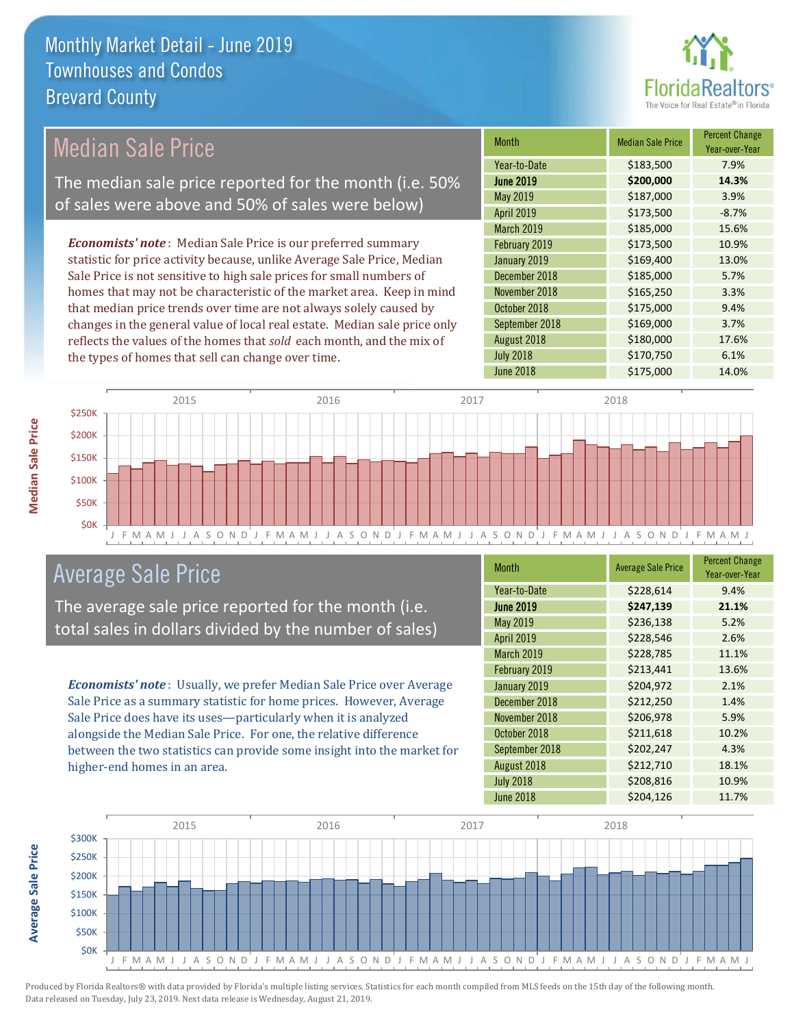# Monthly Market Detail - June 2019
## Townhouses and Condos
## Brevard County

## Median Sale Price

The median sale price reported for the month (i.e. 50% of sales were above and 50% of sales were below)

***Economists' note***: Median Sale Price is our preferred summary statistic for price activity because, unlike Average Sale Price, Median Sale Price is not sensitive to high sale prices for small numbers of homes that may not be characteristic of the market area. Keep in mind that median price trends over time are not always solely caused by changes in the general value of local real estate. Median sale price only reflects the values of the homes that *sold* each month, and the mix of the types of homes that sell can change over time.

| Month | Median Sale Price | Percent Change Year-over-Year |
|---|---|---|
| Year-to-Date | $183,500 | 7.9% |
| **June 2019** | **$200,000** | **14.3%** |
| May 2019 | $187,000 | 3.9% |
| April 2019 | $173,500 | -8.7% |
| March 2019 | $185,000 | 15.6% |
| February 2019 | $173,500 | 10.9% |
| January 2019 | $169,400 | 13.0% |
| December 2018 | $185,000 | 5.7% |
| November 2018 | $165,250 | 3.3% |
| October 2018 | $175,000 | 9.4% |
| September 2018 | $169,000 | 3.7% |
| August 2018 | $180,000 | 17.6% |
| July 2018 | $170,750 | 6.1% |
| June 2018 | $175,000 | 14.0% |

## Average Sale Price

The average sale price reported for the month (i.e. total sales in dollars divided by the number of sales)

***Economists' note***: Usually, we prefer Median Sale Price over Average Sale Price as a summary statistic for home prices. However, Average Sale Price does have its uses—particularly when it is analyzed alongside the Median Sale Price. For one, the relative difference between the two statistics can provide some insight into the market for higher-end homes in an area.

| Month | Average Sale Price | Percent Change Year-over-Year |
|---|---|---|
| Year-to-Date | $228,614 | 9.4% |
| **June 2019** | **$247,139** | **21.1%** |
| May 2019 | $236,138 | 5.2% |
| April 2019 | $228,546 | 2.6% |
| March 2019 | $228,785 | 11.1% |
| February 2019 | $213,441 | 13.6% |
| January 2019 | $204,972 | 2.1% |
| December 2018 | $212,250 | 1.4% |
| November 2018 | $206,978 | 5.9% |
| October 2018 | $211,618 | 10.2% |
| September 2018 | $202,247 | 4.3% |
| August 2018 | $212,710 | 18.1% |
| July 2018 | $208,816 | 10.9% |
| June 2018 | $204,126 | 11.7% |

Produced by Florida Realtors® with data provided by Florida's multiple listing services. Statistics for each month compiled from MLS feeds on the 15th day of the following month. Data released on Tuesday, July 23, 2019. Next data release is Wednesday, August 21, 2019.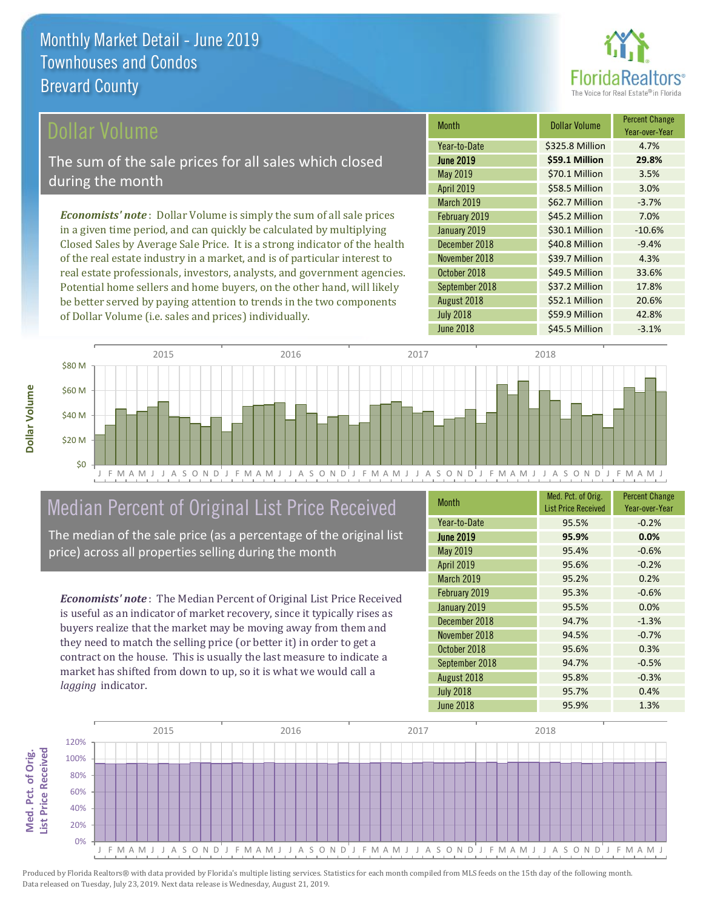# Monthly Market Detail - June 2019
## Townhouses and Condos
## Brevard County

## Dollar Volume

The sum of the sale prices for all sales which closed during the month

*Economists' note*: Dollar Volume is simply the sum of all sale prices in a given time period, and can quickly be calculated by multiplying Closed Sales by Average Sale Price. It is a strong indicator of the health of the real estate industry in a market, and is of particular interest to real estate professionals, investors, analysts, and government agencies. Potential home sellers and home buyers, on the other hand, will likely be better served by paying attention to trends in the two components of Dollar Volume (i.e. sales and prices) individually.

| Month | Dollar Volume | Percent Change Year-over-Year |
|---|---|---|
| Year-to-Date | $325.8 Million | 4.7% |
| **June 2019** | **$59.1 Million** | **29.8%** |
| May 2019 | $70.1 Million | 3.5% |
| April 2019 | $58.5 Million | 3.0% |
| March 2019 | $62.7 Million | -3.7% |
| February 2019 | $45.2 Million | 7.0% |
| January 2019 | $30.1 Million | -10.6% |
| December 2018 | $40.8 Million | -9.4% |
| November 2018 | $39.7 Million | 4.3% |
| October 2018 | $49.5 Million | 33.6% |
| September 2018 | $37.2 Million | 17.8% |
| August 2018 | $52.1 Million | 20.6% |
| July 2018 | $59.9 Million | 42.8% |
| June 2018 | $45.5 Million | -3.1% |

## Median Percent of Original List Price Received

The median of the sale price (as a percentage of the original list price) across all properties selling during the month

*Economists' note*: The Median Percent of Original List Price Received is useful as an indicator of market recovery, since it typically rises as buyers realize that the market may be moving away from them and they need to match the selling price (or better it) in order to get a contract on the house. This is usually the last measure to indicate a market has shifted from down to up, so it is what we would call a *lagging* indicator.

| Month | Med. Pct. of Orig. List Price Received | Percent Change Year-over-Year |
|---|---|---|
| Year-to-Date | 95.5% | -0.2% |
| **June 2019** | **95.9%** | **0.0%** |
| May 2019 | 95.4% | -0.6% |
| April 2019 | 95.6% | -0.2% |
| March 2019 | 95.2% | 0.2% |
| February 2019 | 95.3% | -0.6% |
| January 2019 | 95.5% | 0.0% |
| December 2018 | 94.7% | -1.3% |
| November 2018 | 94.5% | -0.7% |
| October 2018 | 95.6% | 0.3% |
| September 2018 | 94.7% | -0.5% |
| August 2018 | 95.8% | -0.3% |
| July 2018 | 95.7% | 0.4% |
| June 2018 | 95.9% | 1.3% |

Produced by Florida Realtors® with data provided by Florida's multiple listing services. Statistics for each month compiled from MLS feeds on the 15th day of the following month. Data released on Tuesday, July 23, 2019. Next data release is Wednesday, August 21, 2019.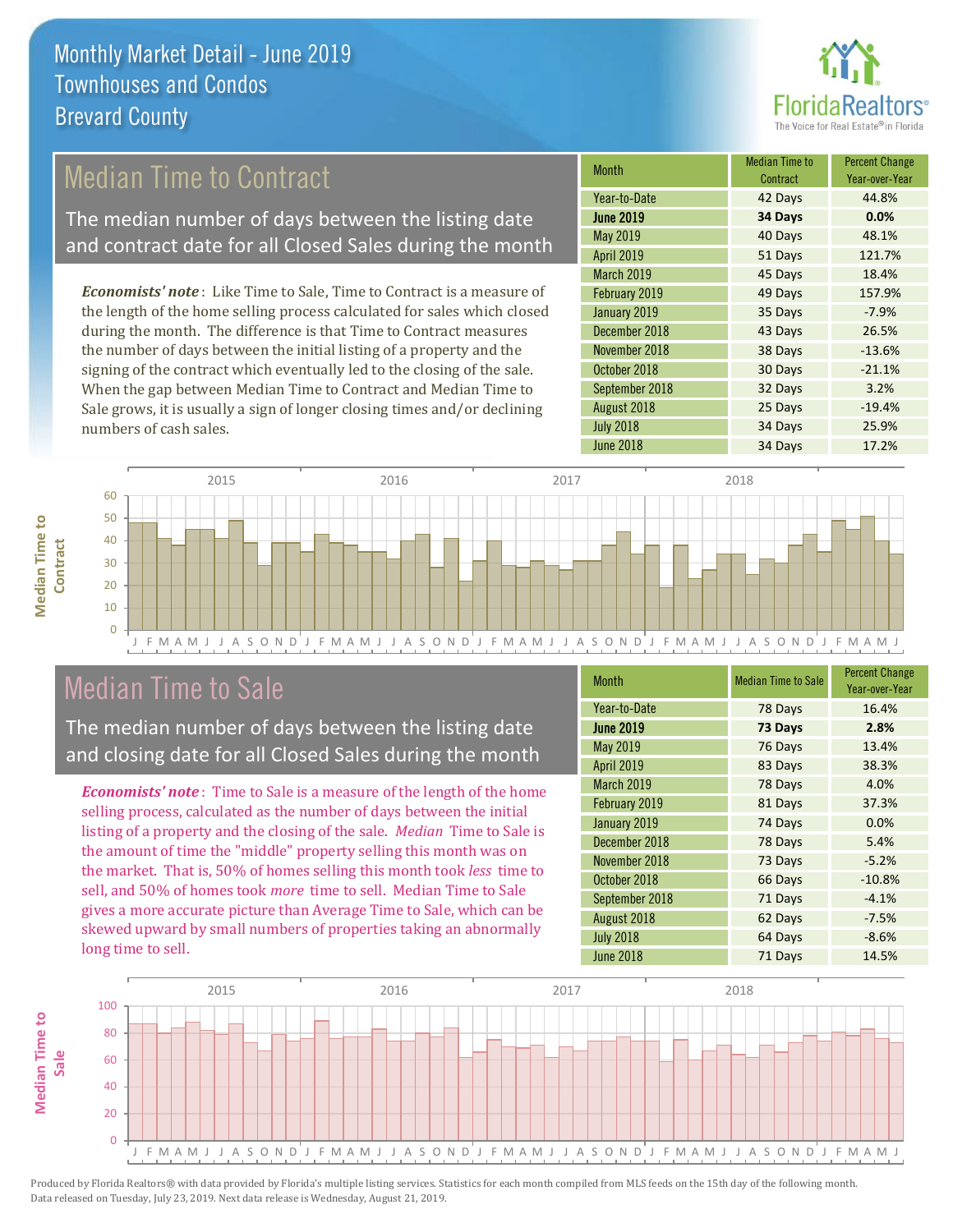# Monthly Market Detail - June 2019
## Townhouses and Condos
## Brevard County

## Median Time to Contract

The median number of days between the listing date and contract date for all Closed Sales during the month

***Economists' note***: Like Time to Sale, Time to Contract is a measure of the length of the home selling process calculated for sales which closed during the month. The difference is that Time to Contract measures the number of days between the initial listing of a property and the signing of the contract which eventually led to the closing of the sale. When the gap between Median Time to Contract and Median Time to Sale grows, it is usually a sign of longer closing times and/or declining numbers of cash sales.

| Month | Median Time to Contract | Percent Change Year-over-Year |
|---|---|---|
| Year-to-Date | 42 Days | 44.8% |
| **June 2019** | **34 Days** | **0.0%** |
| May 2019 | 40 Days | 48.1% |
| April 2019 | 51 Days | 121.7% |
| March 2019 | 45 Days | 18.4% |
| February 2019 | 49 Days | 157.9% |
| January 2019 | 35 Days | -7.9% |
| December 2018 | 43 Days | 26.5% |
| November 2018 | 38 Days | -13.6% |
| October 2018 | 30 Days | -21.1% |
| September 2018 | 32 Days | 3.2% |
| August 2018 | 25 Days | -19.4% |
| July 2018 | 34 Days | 25.9% |
| June 2018 | 34 Days | 17.2% |

## Median Time to Sale

The median number of days between the listing date and closing date for all Closed Sales during the month

***Economists' note***: Time to Sale is a measure of the length of the home selling process, calculated as the number of days between the initial listing of a property and the closing of the sale. *Median* Time to Sale is the amount of time the "middle" property selling this month was on the market. That is, 50% of homes selling this month took *less* time to sell, and 50% of homes took *more* time to sell. Median Time to Sale gives a more accurate picture than Average Time to Sale, which can be skewed upward by small numbers of properties taking an abnormally long time to sell.

| Month | Median Time to Sale | Percent Change Year-over-Year |
|---|---|---|
| Year-to-Date | 78 Days | 16.4% |
| **June 2019** | **73 Days** | **2.8%** |
| May 2019 | 76 Days | 13.4% |
| April 2019 | 83 Days | 38.3% |
| March 2019 | 78 Days | 4.0% |
| February 2019 | 81 Days | 37.3% |
| January 2019 | 74 Days | 0.0% |
| December 2018 | 78 Days | 5.4% |
| November 2018 | 73 Days | -5.2% |
| October 2018 | 66 Days | -10.8% |
| September 2018 | 71 Days | -4.1% |
| August 2018 | 62 Days | -7.5% |
| July 2018 | 64 Days | -8.6% |
| June 2018 | 71 Days | 14.5% |

Produced by Florida Realtors® with data provided by Florida's multiple listing services. Statistics for each month compiled from MLS feeds on the 15th day of the following month. Data released on Tuesday, July 23, 2019. Next data release is Wednesday, August 21, 2019.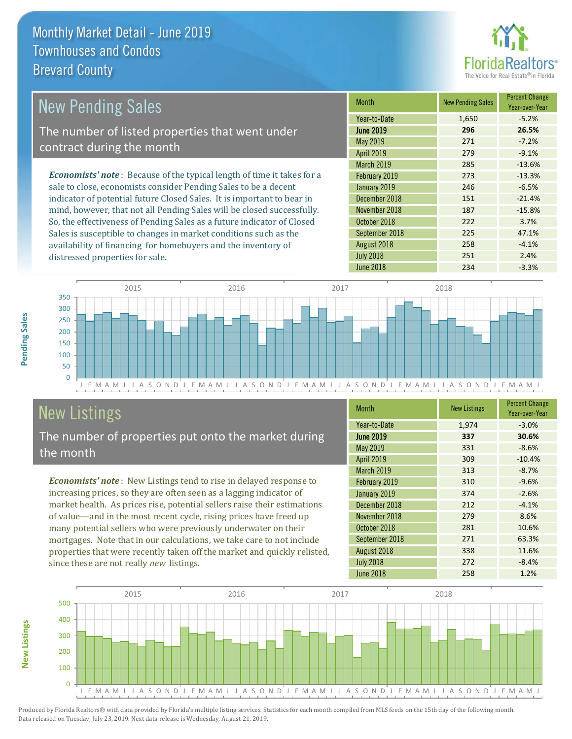# Monthly Market Detail - June 2019
## Townhouses and Condos
## Brevard County

## New Pending Sales

The number of listed properties that went under contract during the month

*Economists' note*: Because of the typical length of time it takes for a sale to close, economists consider Pending Sales to be a decent indicator of potential future Closed Sales. It is important to bear in mind, however, that not all Pending Sales will be closed successfully. So, the effectiveness of Pending Sales as a future indicator of Closed Sales is susceptible to changes in market conditions such as the availability of financing for homebuyers and the inventory of distressed properties for sale.

| Month | New Pending Sales | Percent Change Year-over-Year |
|---|---|---|
| Year-to-Date | 1,650 | -5.2% |
| **June 2019** | **296** | **26.5%** |
| May 2019 | 271 | -7.2% |
| April 2019 | 279 | -9.1% |
| March 2019 | 285 | -13.6% |
| February 2019 | 273 | -13.3% |
| January 2019 | 246 | -6.5% |
| December 2018 | 151 | -21.4% |
| November 2018 | 187 | -15.8% |
| October 2018 | 222 | 3.7% |
| September 2018 | 225 | 47.1% |
| August 2018 | 258 | -4.1% |
| July 2018 | 251 | 2.4% |
| June 2018 | 234 | -3.3% |

## New Listings

The number of properties put onto the market during the month

*Economists' note*: New Listings tend to rise in delayed response to increasing prices, so they are often seen as a lagging indicator of market health. As prices rise, potential sellers raise their estimations of value—and in the most recent cycle, rising prices have freed up many potential sellers who were previously underwater on their mortgages. Note that in our calculations, we take care to not include properties that were recently taken off the market and quickly relisted, since these are not really *new* listings.

| Month | New Listings | Percent Change Year-over-Year |
|---|---|---|
| Year-to-Date | 1,974 | -3.0% |
| **June 2019** | **337** | **30.6%** |
| May 2019 | 331 | -8.6% |
| April 2019 | 309 | -10.4% |
| March 2019 | 313 | -8.7% |
| February 2019 | 310 | -9.6% |
| January 2019 | 374 | -2.6% |
| December 2018 | 212 | -4.1% |
| November 2018 | 279 | 8.6% |
| October 2018 | 281 | 10.6% |
| September 2018 | 271 | 63.3% |
| August 2018 | 338 | 11.6% |
| July 2018 | 272 | -8.4% |
| June 2018 | 258 | 1.2% |

Produced by Florida Realtors® with data provided by Florida's multiple listing services. Statistics for each month compiled from MLS feeds on the 15th day of the following month. Data released on Tuesday, July 23, 2019. Next data release is Wednesday, August 21, 2019.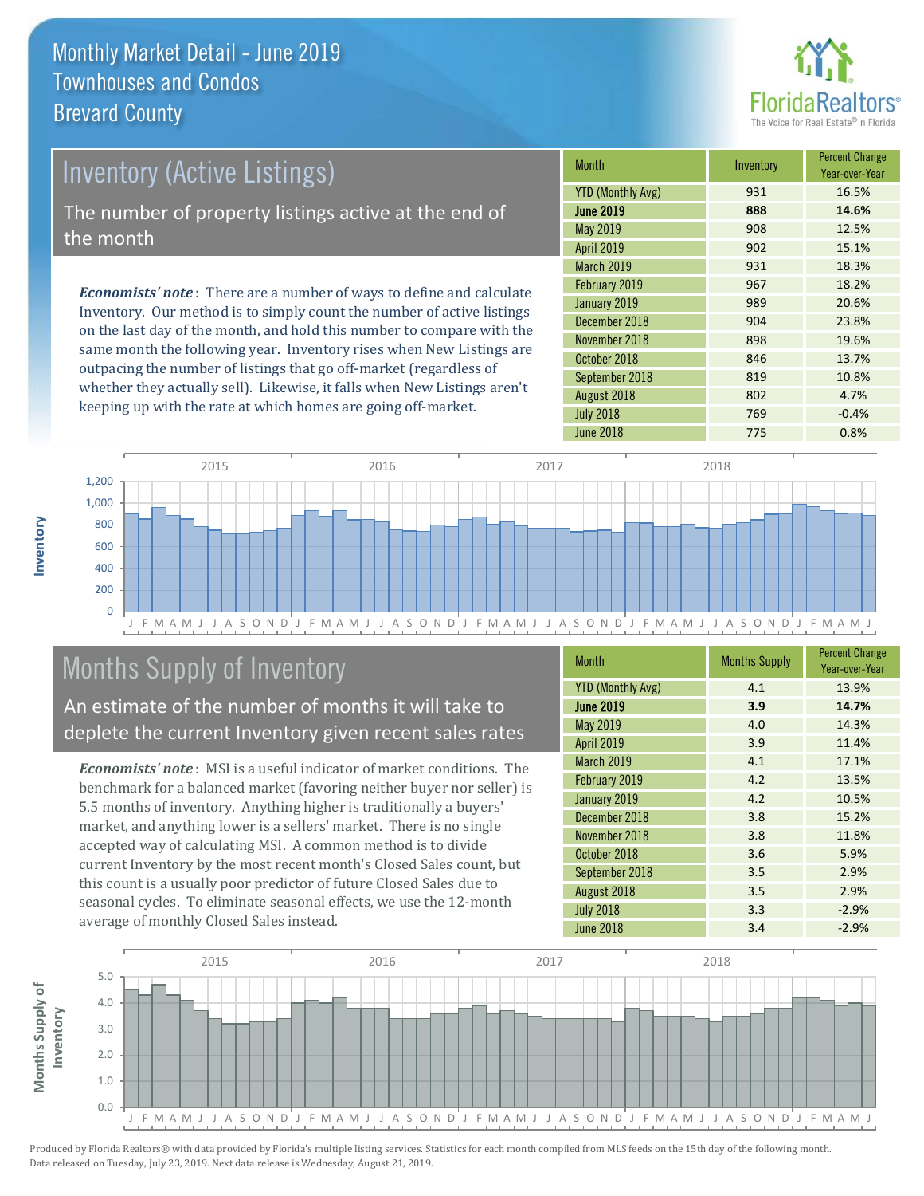# Monthly Market Detail - June 2019
## Townhouses and Condos
## Brevard County

## Inventory (Active Listings)

The number of property listings active at the end of the month

*Economists' note*: There are a number of ways to define and calculate Inventory. Our method is to simply count the number of active listings on the last day of the month, and hold this number to compare with the same month the following year. Inventory rises when New Listings are outpacing the number of listings that go off-market (regardless of whether they actually sell). Likewise, it falls when New Listings aren't keeping up with the rate at which homes are going off-market.

| Month | Inventory | Percent Change Year-over-Year |
|---|---|---|
| YTD (Monthly Avg) | 931 | 16.5% |
| **June 2019** | **888** | **14.6%** |
| May 2019 | 908 | 12.5% |
| April 2019 | 902 | 15.1% |
| March 2019 | 931 | 18.3% |
| February 2019 | 967 | 18.2% |
| January 2019 | 989 | 20.6% |
| December 2018 | 904 | 23.8% |
| November 2018 | 898 | 19.6% |
| October 2018 | 846 | 13.7% |
| September 2018 | 819 | 10.8% |
| August 2018 | 802 | 4.7% |
| July 2018 | 769 | -0.4% |
| June 2018 | 775 | 0.8% |

## Months Supply of Inventory

An estimate of the number of months it will take to deplete the current Inventory given recent sales rates

*Economists' note*: MSI is a useful indicator of market conditions. The benchmark for a balanced market (favoring neither buyer nor seller) is 5.5 months of inventory. Anything higher is traditionally a buyers' market, and anything lower is a sellers' market. There is no single accepted way of calculating MSI. A common method is to divide current Inventory by the most recent month's Closed Sales count, but this count is a usually poor predictor of future Closed Sales due to seasonal cycles. To eliminate seasonal effects, we use the 12-month average of monthly Closed Sales instead.

| Month | Months Supply | Percent Change Year-over-Year |
|---|---|---|
| YTD (Monthly Avg) | 4.1 | 13.9% |
| **June 2019** | **3.9** | **14.7%** |
| May 2019 | 4.0 | 14.3% |
| April 2019 | 3.9 | 11.4% |
| March 2019 | 4.1 | 17.1% |
| February 2019 | 4.2 | 13.5% |
| January 2019 | 4.2 | 10.5% |
| December 2018 | 3.8 | 15.2% |
| November 2018 | 3.8 | 11.8% |
| October 2018 | 3.6 | 5.9% |
| September 2018 | 3.5 | 2.9% |
| August 2018 | 3.5 | 2.9% |
| July 2018 | 3.3 | -2.9% |
| June 2018 | 3.4 | -2.9% |

Produced by Florida Realtors® with data provided by Florida's multiple listing services. Statistics for each month compiled from MLS feeds on the 15th day of the following month. Data released on Tuesday, July 23, 2019. Next data release is Wednesday, August 21, 2019.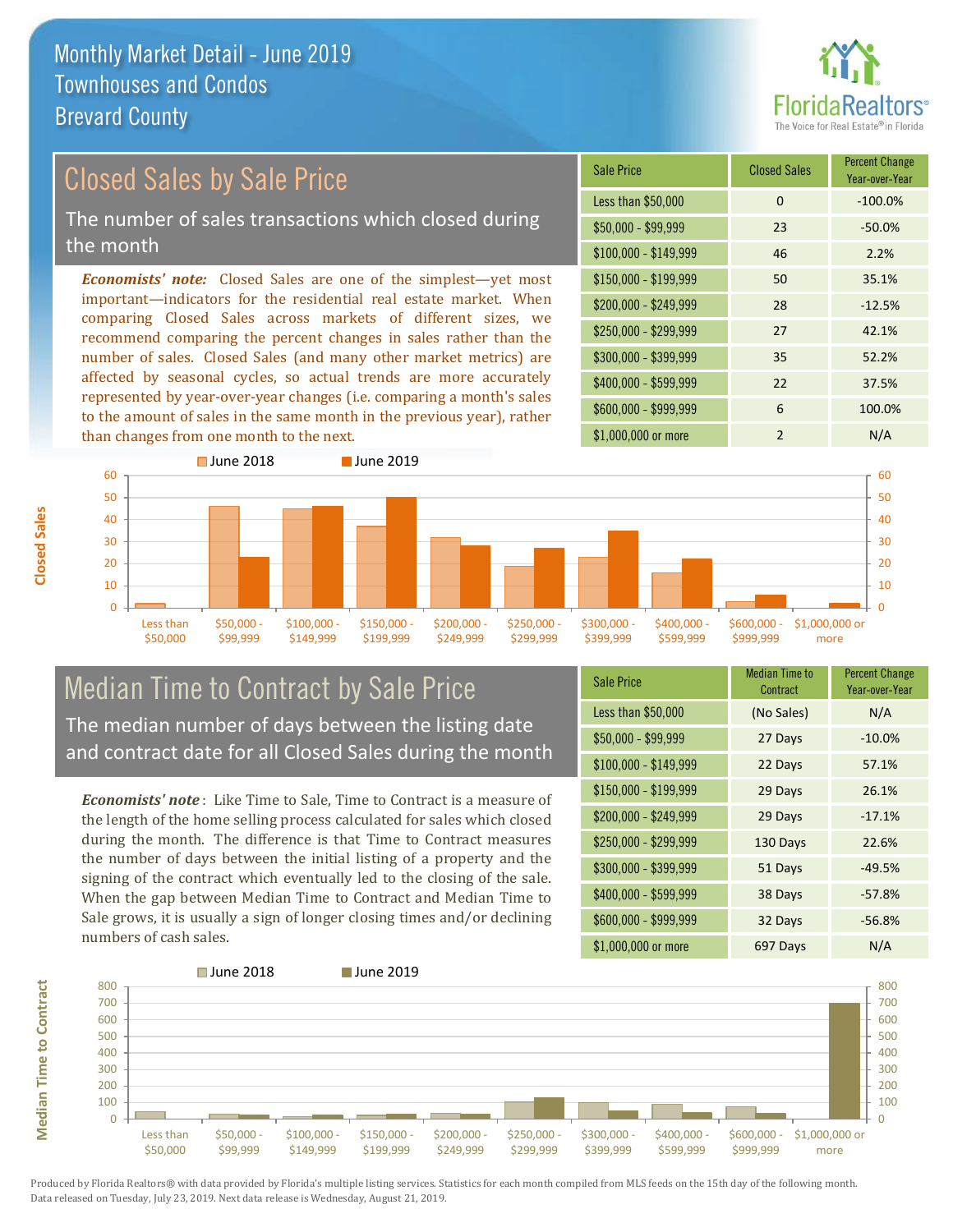# Monthly Market Detail - June 2019
## Townhouses and Condos
## Brevard County

## Closed Sales by Sale Price

The number of sales transactions which closed during the month

***Economists' note:*** Closed Sales are one of the simplest—yet most important—indicators for the residential real estate market. When comparing Closed Sales across markets of different sizes, we recommend comparing the percent changes in sales rather than the number of sales. Closed Sales (and many other market metrics) are affected by seasonal cycles, so actual trends are more accurately represented by year-over-year changes (i.e. comparing a month's sales to the amount of sales in the same month in the previous year), rather than changes from one month to the next.

| Sale Price | Closed Sales | Percent Change Year-over-Year |
|---|---|---|
| Less than $50,000 | 0 | -100.0% |
| $50,000 - $99,999 | 23 | -50.0% |
| $100,000 - $149,999 | 46 | 2.2% |
| $150,000 - $199,999 | 50 | 35.1% |
| $200,000 - $249,999 | 28 | -12.5% |
| $250,000 - $299,999 | 27 | 42.1% |
| $300,000 - $399,999 | 35 | 52.2% |
| $400,000 - $599,999 | 22 | 37.5% |
| $600,000 - $999,999 | 6 | 100.0% |
| $1,000,000 or more | 2 | N/A |

## Median Time to Contract by Sale Price

The median number of days between the listing date and contract date for all Closed Sales during the month

***Economists' note***: Like Time to Sale, Time to Contract is a measure of the length of the home selling process calculated for sales which closed during the month. The difference is that Time to Contract measures the number of days between the initial listing of a property and the signing of the contract which eventually led to the closing of the sale. When the gap between Median Time to Contract and Median Time to Sale grows, it is usually a sign of longer closing times and/or declining numbers of cash sales.

| Sale Price | Median Time to Contract | Percent Change Year-over-Year |
|---|---|---|
| Less than $50,000 | (No Sales) | N/A |
| $50,000 - $99,999 | 27 Days | -10.0% |
| $100,000 - $149,999 | 22 Days | 57.1% |
| $150,000 - $199,999 | 29 Days | 26.1% |
| $200,000 - $249,999 | 29 Days | -17.1% |
| $250,000 - $299,999 | 130 Days | 22.6% |
| $300,000 - $399,999 | 51 Days | -49.5% |
| $400,000 - $599,999 | 38 Days | -57.8% |
| $600,000 - $999,999 | 32 Days | -56.8% |
| $1,000,000 or more | 697 Days | N/A |

Produced by Florida Realtors® with data provided by Florida's multiple listing services. Statistics for each month compiled from MLS feeds on the 15th day of the following month. Data released on Tuesday, July 23, 2019. Next data release is Wednesday, August 21, 2019.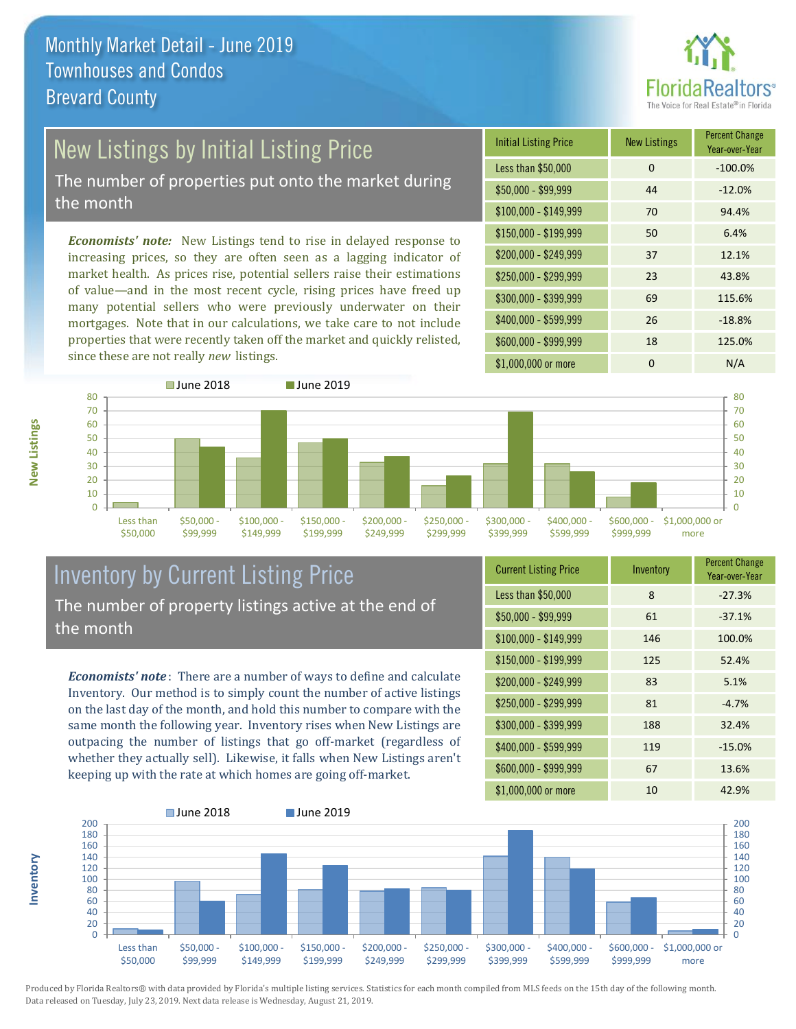# Monthly Market Detail - June 2019
## Townhouses and Condos
## Brevard County

## New Listings by Initial Listing Price

The number of properties put onto the market during the month

*Economists' note:* New Listings tend to rise in delayed response to increasing prices, so they are often seen as a lagging indicator of market health. As prices rise, potential sellers raise their estimations of value—and in the most recent cycle, rising prices have freed up many potential sellers who were previously underwater on their mortgages. Note that in our calculations, we take care to not include properties that were recently taken off the market and quickly relisted, since these are not really *new* listings.

| Initial Listing Price | New Listings | Percent Change Year-over-Year |
|---|---|---|
| Less than $50,000 | 0 | -100.0% |
| $50,000 - $99,999 | 44 | -12.0% |
| $100,000 - $149,999 | 70 | 94.4% |
| $150,000 - $199,999 | 50 | 6.4% |
| $200,000 - $249,999 | 37 | 12.1% |
| $250,000 - $299,999 | 23 | 43.8% |
| $300,000 - $399,999 | 69 | 115.6% |
| $400,000 - $599,999 | 26 | -18.8% |
| $600,000 - $999,999 | 18 | 125.0% |
| $1,000,000 or more | 0 | N/A |

## Inventory by Current Listing Price

The number of property listings active at the end of the month

*Economists' note*: There are a number of ways to define and calculate Inventory. Our method is to simply count the number of active listings on the last day of the month, and hold this number to compare with the same month the following year. Inventory rises when New Listings are outpacing the number of listings that go off-market (regardless of whether they actually sell). Likewise, it falls when New Listings aren't keeping up with the rate at which homes are going off-market.

| Current Listing Price | Inventory | Percent Change Year-over-Year |
|---|---|---|
| Less than $50,000 | 8 | -27.3% |
| $50,000 - $99,999 | 61 | -37.1% |
| $100,000 - $149,999 | 146 | 100.0% |
| $150,000 - $199,999 | 125 | 52.4% |
| $200,000 - $249,999 | 83 | 5.1% |
| $250,000 - $299,999 | 81 | -4.7% |
| $300,000 - $399,999 | 188 | 32.4% |
| $400,000 - $599,999 | 119 | -15.0% |
| $600,000 - $999,999 | 67 | 13.6% |
| $1,000,000 or more | 10 | 42.9% |

Produced by Florida Realtors® with data provided by Florida's multiple listing services. Statistics for each month compiled from MLS feeds on the 15th day of the following month. Data released on Tuesday, July 23, 2019. Next data release is Wednesday, August 21, 2019.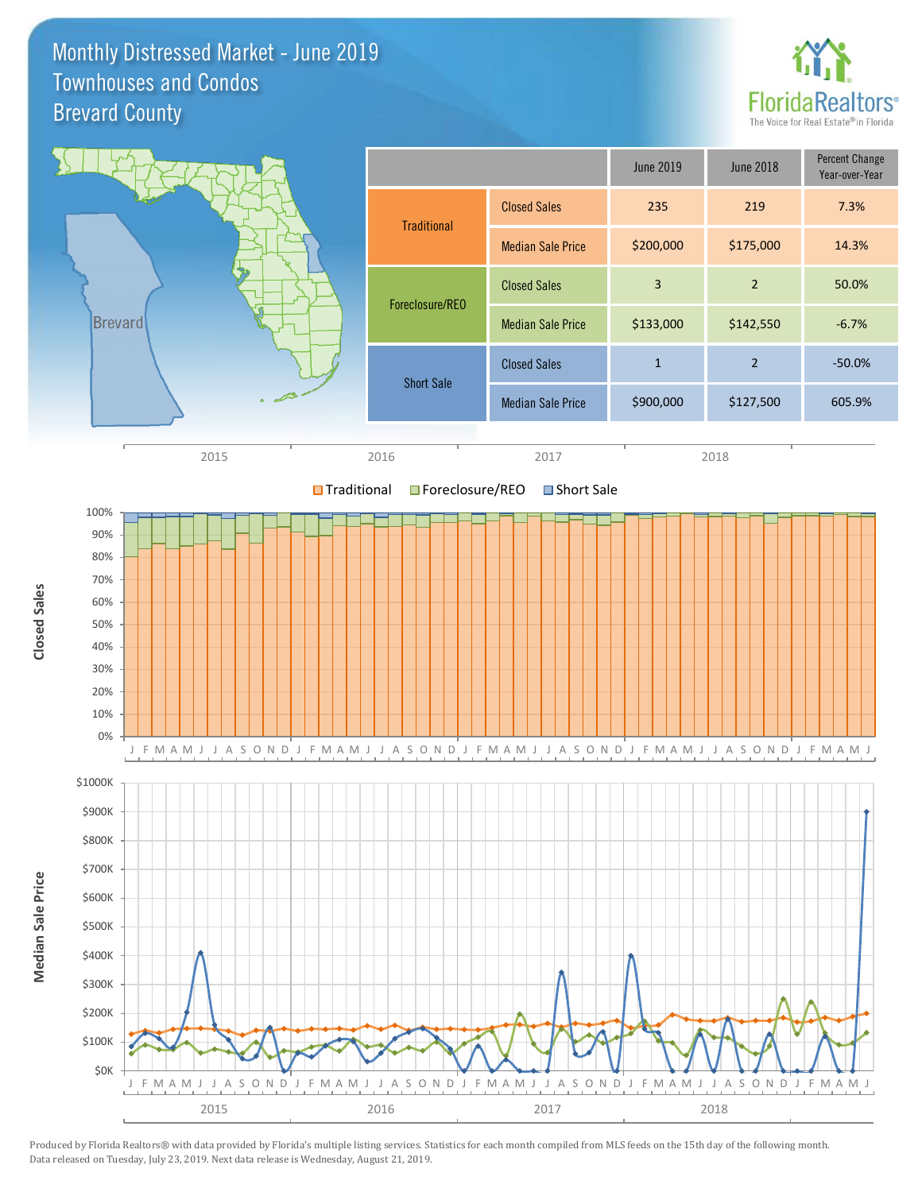# Monthly Distressed Market - June 2019
## Townhouses and Condos
## Brevard County

FloridaRealtors®
The Voice for Real Estate® in Florida

Brevard

| | | June 2019 | June 2018 | Percent Change Year-over-Year |
|---|---|---|---|---|
| Traditional | Closed Sales | 235 | 219 | 7.3% |
| | Median Sale Price | $200,000 | $175,000 | 14.3% |
| Foreclosure/REO | Closed Sales | 3 | 2 | 50.0% |
| | Median Sale Price | $133,000 | $142,550 | -6.7% |
| Short Sale | Closed Sales | 1 | 2 | -50.0% |
| | Median Sale Price | $900,000 | $127,500 | 605.9% |

2015 2016 2017 2018

Traditional Foreclosure/REO Short Sale

Closed Sales

100% 90% 80% 70% 60% 50% 40% 30% 20% 10% 0%

J F M A M J J A S O N D J F M A M J J A S O N D J F M A M J J A S O N D J F M A M J J A S O N D J F M A M J

Median Sale Price

$1000K $900K $800K $700K $600K $500K $400K $300K $200K $100K $0K

J F M A M J J A S O N D J F M A M J J A S O N D J F M A M J J A S O N D J F M A M J J A S O N D J F M A M J

2015 2016 2017 2018

Produced by Florida Realtors® with data provided by Florida's multiple listing services. Statistics for each month compiled from MLS feeds on the 15th day of the following month. Data released on Tuesday, July 23, 2019. Next data release is Wednesday, August 21, 2019.